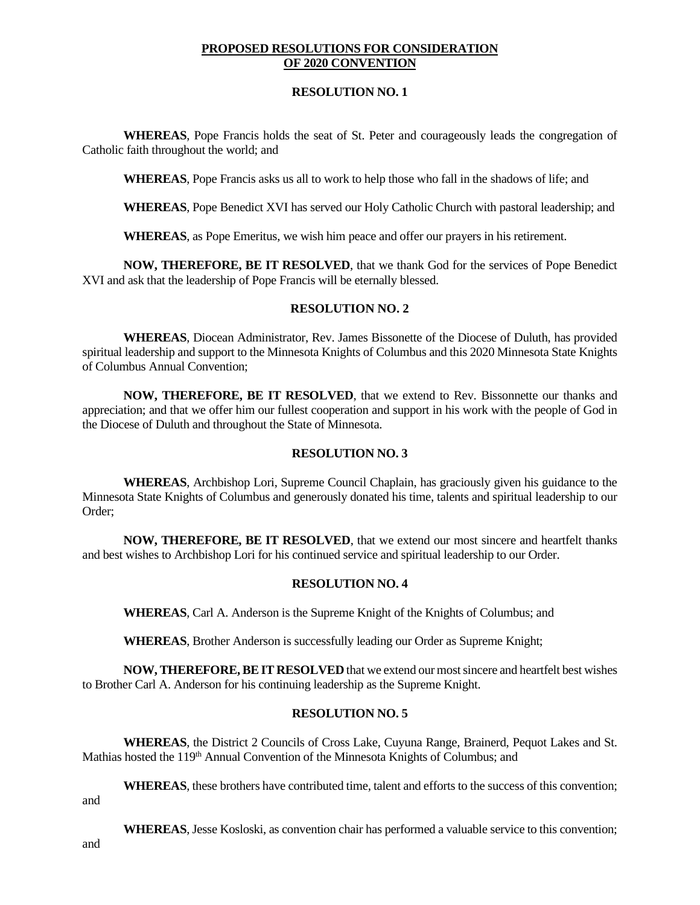# PROPOSED RESOLUTIONS FOR CONSIDERATION OF 2020 CONVENTION

## RESOLUTION NO. 1

**WHEREAS**, Pope Francis holds the seat of St. Peter and courageously leads the congregation of Catholic faith throughout the world; and

**WHEREAS**, Pope Francis asks us all to work to help those who fall in the shadows of life; and

**WHEREAS**, Pope Benedict XVI has served our Holy Catholic Church with pastoral leadership; and

**WHEREAS**, as Pope Emeritus, we wish him peace and offer our prayers in his retirement.

**NOW, THEREFORE, BE IT RESOLVED**, that we thank God for the services of Pope Benedict XVI and ask that the leadership of Pope Francis will be eternally blessed.

## RESOLUTION NO. 2

**WHEREAS**, Diocean Administrator, Rev. James Bissonette of the Diocese of Duluth, has provided spiritual leadership and support to the Minnesota Knights of Columbus and this 2020 Minnesota State Knights of Columbus Annual Convention;

**NOW, THEREFORE, BE IT RESOLVED**, that we extend to Rev. Bissonnette our thanks and appreciation; and that we offer him our fullest cooperation and support in his work with the people of God in the Diocese of Duluth and throughout the State of Minnesota.

## RESOLUTION NO. 3

**WHEREAS**, Archbishop Lori, Supreme Council Chaplain, has graciously given his guidance to the Minnesota State Knights of Columbus and generously donated his time, talents and spiritual leadership to our Order;

**NOW, THEREFORE, BE IT RESOLVED**, that we extend our most sincere and heartfelt thanks and best wishes to Archbishop Lori for his continued service and spiritual leadership to our Order.

## RESOLUTION NO. 4

**WHEREAS**, Carl A. Anderson is the Supreme Knight of the Knights of Columbus; and

**WHEREAS**, Brother Anderson is successfully leading our Order as Supreme Knight;

**NOW, THEREFORE, BE IT RESOLVED** that we extend our most sincere and heartfelt best wishes to Brother Carl A. Anderson for his continuing leadership as the Supreme Knight.

## RESOLUTION NO. 5

**WHEREAS**, the District 2 Councils of Cross Lake, Cuyuna Range, Brainerd, Pequot Lakes and St. Mathias hosted the 119th Annual Convention of the Minnesota Knights of Columbus; and

**WHEREAS**, these brothers have contributed time, talent and efforts to the success of this convention; and

**WHEREAS**, Jesse Kosloski, as convention chair has performed a valuable service to this convention; and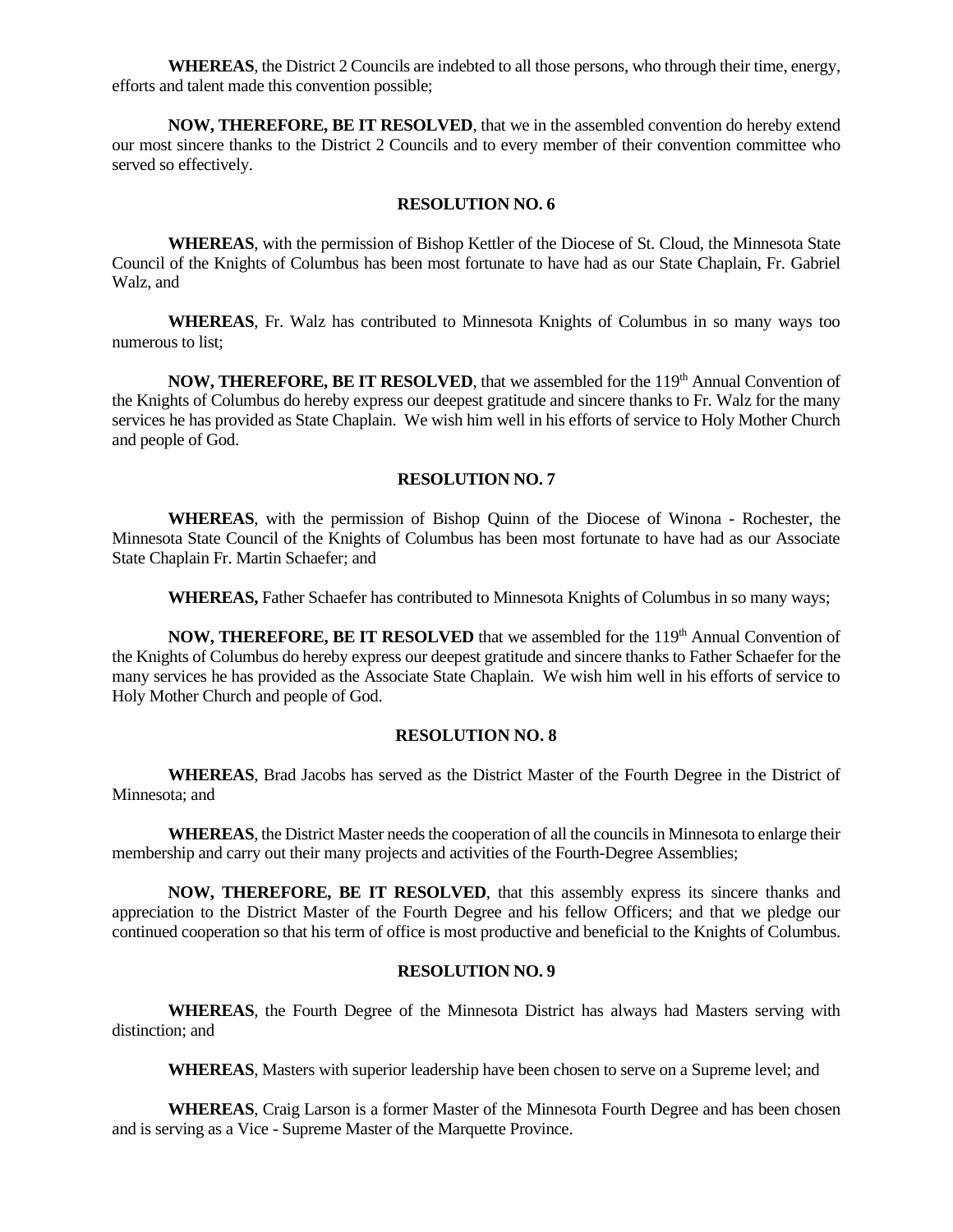**WHEREAS**, the District 2 Councils are indebted to all those persons, who through their time, energy, efforts and talent made this convention possible;

**NOW, THEREFORE, BE IT RESOLVED**, that we in the assembled convention do hereby extend our most sincere thanks to the District 2 Councils and to every member of their convention committee who served so effectively.

**RESOLUTION NO. 6**

**WHEREAS**, with the permission of Bishop Kettler of the Diocese of St. Cloud, the Minnesota State Council of the Knights of Columbus has been most fortunate to have had as our State Chaplain, Fr. Gabriel Walz, and

**WHEREAS**, Fr. Walz has contributed to Minnesota Knights of Columbus in so many ways too numerous to list;

**NOW, THEREFORE, BE IT RESOLVED**, that we assembled for the 119th Annual Convention of the Knights of Columbus do hereby express our deepest gratitude and sincere thanks to Fr. Walz for the many services he has provided as State Chaplain. We wish him well in his efforts of service to Holy Mother Church and people of God.

**RESOLUTION NO. 7**

**WHEREAS**, with the permission of Bishop Quinn of the Diocese of Winona - Rochester, the Minnesota State Council of the Knights of Columbus has been most fortunate to have had as our Associate State Chaplain Fr. Martin Schaefer; and

**WHEREAS,** Father Schaefer has contributed to Minnesota Knights of Columbus in so many ways;

**NOW, THEREFORE, BE IT RESOLVED** that we assembled for the 119th Annual Convention of the Knights of Columbus do hereby express our deepest gratitude and sincere thanks to Father Schaefer for the many services he has provided as the Associate State Chaplain. We wish him well in his efforts of service to Holy Mother Church and people of God.

**RESOLUTION NO. 8**

**WHEREAS**, Brad Jacobs has served as the District Master of the Fourth Degree in the District of Minnesota; and

**WHEREAS**, the District Master needs the cooperation of all the councils in Minnesota to enlarge their membership and carry out their many projects and activities of the Fourth-Degree Assemblies;

**NOW, THEREFORE, BE IT RESOLVED**, that this assembly express its sincere thanks and appreciation to the District Master of the Fourth Degree and his fellow Officers; and that we pledge our continued cooperation so that his term of office is most productive and beneficial to the Knights of Columbus.

**RESOLUTION NO. 9**

**WHEREAS**, the Fourth Degree of the Minnesota District has always had Masters serving with distinction; and

**WHEREAS**, Masters with superior leadership have been chosen to serve on a Supreme level; and

**WHEREAS**, Craig Larson is a former Master of the Minnesota Fourth Degree and has been chosen and is serving as a Vice - Supreme Master of the Marquette Province.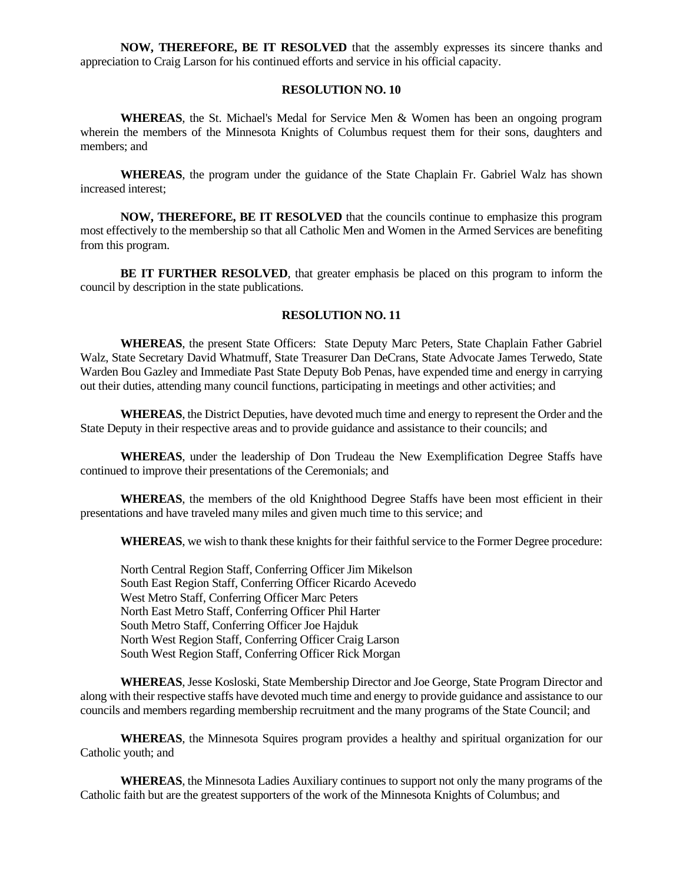**NOW, THEREFORE, BE IT RESOLVED** that the assembly expresses its sincere thanks and appreciation to Craig Larson for his continued efforts and service in his official capacity.

### RESOLUTION NO. 10

**WHEREAS**, the St. Michael's Medal for Service Men & Women has been an ongoing program wherein the members of the Minnesota Knights of Columbus request them for their sons, daughters and members; and

**WHEREAS**, the program under the guidance of the State Chaplain Fr. Gabriel Walz has shown increased interest;

**NOW, THEREFORE, BE IT RESOLVED** that the councils continue to emphasize this program most effectively to the membership so that all Catholic Men and Women in the Armed Services are benefiting from this program.

**BE IT FURTHER RESOLVED**, that greater emphasis be placed on this program to inform the council by description in the state publications.

### RESOLUTION NO. 11

**WHEREAS**, the present State Officers: State Deputy Marc Peters, State Chaplain Father Gabriel Walz, State Secretary David Whatmuff, State Treasurer Dan DeCrans, State Advocate James Terwedo, State Warden Bou Gazley and Immediate Past State Deputy Bob Penas, have expended time and energy in carrying out their duties, attending many council functions, participating in meetings and other activities; and

**WHEREAS**, the District Deputies, have devoted much time and energy to represent the Order and the State Deputy in their respective areas and to provide guidance and assistance to their councils; and

**WHEREAS**, under the leadership of Don Trudeau the New Exemplification Degree Staffs have continued to improve their presentations of the Ceremonials; and

**WHEREAS**, the members of the old Knighthood Degree Staffs have been most efficient in their presentations and have traveled many miles and given much time to this service; and

**WHEREAS**, we wish to thank these knights for their faithful service to the Former Degree procedure:

North Central Region Staff, Conferring Officer Jim Mikelson
South East Region Staff, Conferring Officer Ricardo Acevedo
West Metro Staff, Conferring Officer Marc Peters
North East Metro Staff, Conferring Officer Phil Harter
South Metro Staff, Conferring Officer Joe Hajduk
North West Region Staff, Conferring Officer Craig Larson
South West Region Staff, Conferring Officer Rick Morgan

**WHEREAS**, Jesse Kosloski, State Membership Director and Joe George, State Program Director and along with their respective staffs have devoted much time and energy to provide guidance and assistance to our councils and members regarding membership recruitment and the many programs of the State Council; and

**WHEREAS**, the Minnesota Squires program provides a healthy and spiritual organization for our Catholic youth; and

**WHEREAS**, the Minnesota Ladies Auxiliary continues to support not only the many programs of the Catholic faith but are the greatest supporters of the work of the Minnesota Knights of Columbus; and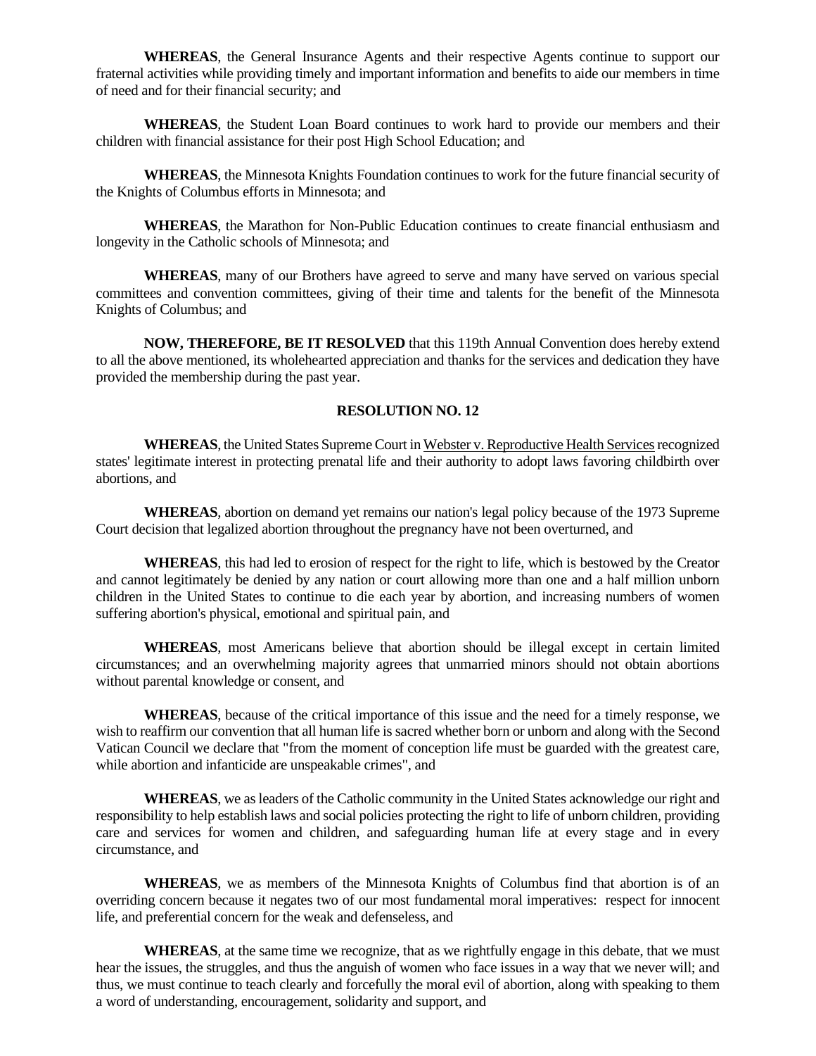**WHEREAS**, the General Insurance Agents and their respective Agents continue to support our fraternal activities while providing timely and important information and benefits to aide our members in time of need and for their financial security; and

**WHEREAS**, the Student Loan Board continues to work hard to provide our members and their children with financial assistance for their post High School Education; and

**WHEREAS**, the Minnesota Knights Foundation continues to work for the future financial security of the Knights of Columbus efforts in Minnesota; and

**WHEREAS**, the Marathon for Non-Public Education continues to create financial enthusiasm and longevity in the Catholic schools of Minnesota; and

**WHEREAS**, many of our Brothers have agreed to serve and many have served on various special committees and convention committees, giving of their time and talents for the benefit of the Minnesota Knights of Columbus; and

**NOW, THEREFORE, BE IT RESOLVED** that this 119th Annual Convention does hereby extend to all the above mentioned, its wholehearted appreciation and thanks for the services and dedication they have provided the membership during the past year.

**RESOLUTION NO. 12**

**WHEREAS**, the United States Supreme Court in Webster v. Reproductive Health Services recognized states' legitimate interest in protecting prenatal life and their authority to adopt laws favoring childbirth over abortions, and

**WHEREAS**, abortion on demand yet remains our nation's legal policy because of the 1973 Supreme Court decision that legalized abortion throughout the pregnancy have not been overturned, and

**WHEREAS**, this had led to erosion of respect for the right to life, which is bestowed by the Creator and cannot legitimately be denied by any nation or court allowing more than one and a half million unborn children in the United States to continue to die each year by abortion, and increasing numbers of women suffering abortion's physical, emotional and spiritual pain, and

**WHEREAS**, most Americans believe that abortion should be illegal except in certain limited circumstances; and an overwhelming majority agrees that unmarried minors should not obtain abortions without parental knowledge or consent, and

**WHEREAS**, because of the critical importance of this issue and the need for a timely response, we wish to reaffirm our convention that all human life is sacred whether born or unborn and along with the Second Vatican Council we declare that "from the moment of conception life must be guarded with the greatest care, while abortion and infanticide are unspeakable crimes", and

**WHEREAS**, we as leaders of the Catholic community in the United States acknowledge our right and responsibility to help establish laws and social policies protecting the right to life of unborn children, providing care and services for women and children, and safeguarding human life at every stage and in every circumstance, and

**WHEREAS**, we as members of the Minnesota Knights of Columbus find that abortion is of an overriding concern because it negates two of our most fundamental moral imperatives: respect for innocent life, and preferential concern for the weak and defenseless, and

**WHEREAS**, at the same time we recognize, that as we rightfully engage in this debate, that we must hear the issues, the struggles, and thus the anguish of women who face issues in a way that we never will; and thus, we must continue to teach clearly and forcefully the moral evil of abortion, along with speaking to them a word of understanding, encouragement, solidarity and support, and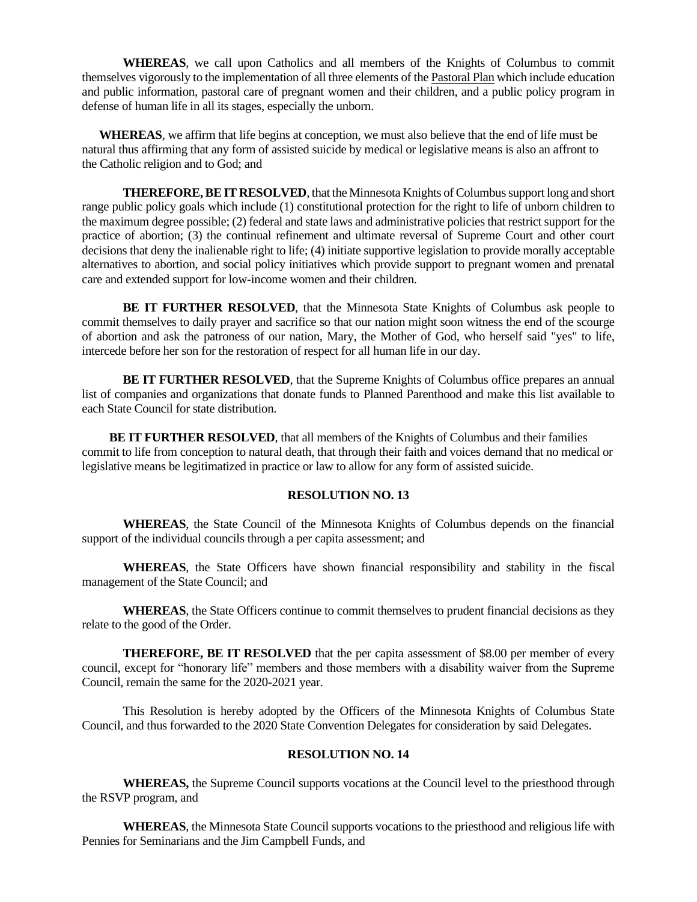**WHEREAS**, we call upon Catholics and all members of the Knights of Columbus to commit themselves vigorously to the implementation of all three elements of the Pastoral Plan which include education and public information, pastoral care of pregnant women and their children, and a public policy program in defense of human life in all its stages, especially the unborn.

**WHEREAS**, we affirm that life begins at conception, we must also believe that the end of life must be natural thus affirming that any form of assisted suicide by medical or legislative means is also an affront to the Catholic religion and to God; and

**THEREFORE, BE IT RESOLVED**, that the Minnesota Knights of Columbus support long and short range public policy goals which include (1) constitutional protection for the right to life of unborn children to the maximum degree possible; (2) federal and state laws and administrative policies that restrict support for the practice of abortion; (3) the continual refinement and ultimate reversal of Supreme Court and other court decisions that deny the inalienable right to life; (4) initiate supportive legislation to provide morally acceptable alternatives to abortion, and social policy initiatives which provide support to pregnant women and prenatal care and extended support for low-income women and their children.

**BE IT FURTHER RESOLVED**, that the Minnesota State Knights of Columbus ask people to commit themselves to daily prayer and sacrifice so that our nation might soon witness the end of the scourge of abortion and ask the patroness of our nation, Mary, the Mother of God, who herself said "yes" to life, intercede before her son for the restoration of respect for all human life in our day.

**BE IT FURTHER RESOLVED**, that the Supreme Knights of Columbus office prepares an annual list of companies and organizations that donate funds to Planned Parenthood and make this list available to each State Council for state distribution.

**BE IT FURTHER RESOLVED**, that all members of the Knights of Columbus and their families commit to life from conception to natural death, that through their faith and voices demand that no medical or legislative means be legitimatized in practice or law to allow for any form of assisted suicide.

## RESOLUTION NO. 13

**WHEREAS**, the State Council of the Minnesota Knights of Columbus depends on the financial support of the individual councils through a per capita assessment; and

**WHEREAS**, the State Officers have shown financial responsibility and stability in the fiscal management of the State Council; and

**WHEREAS**, the State Officers continue to commit themselves to prudent financial decisions as they relate to the good of the Order.

**THEREFORE, BE IT RESOLVED** that the per capita assessment of $8.00 per member of every council, except for "honorary life" members and those members with a disability waiver from the Supreme Council, remain the same for the 2020-2021 year.

This Resolution is hereby adopted by the Officers of the Minnesota Knights of Columbus State Council, and thus forwarded to the 2020 State Convention Delegates for consideration by said Delegates.

## RESOLUTION NO. 14

**WHEREAS,** the Supreme Council supports vocations at the Council level to the priesthood through the RSVP program, and

**WHEREAS**, the Minnesota State Council supports vocations to the priesthood and religious life with Pennies for Seminarians and the Jim Campbell Funds, and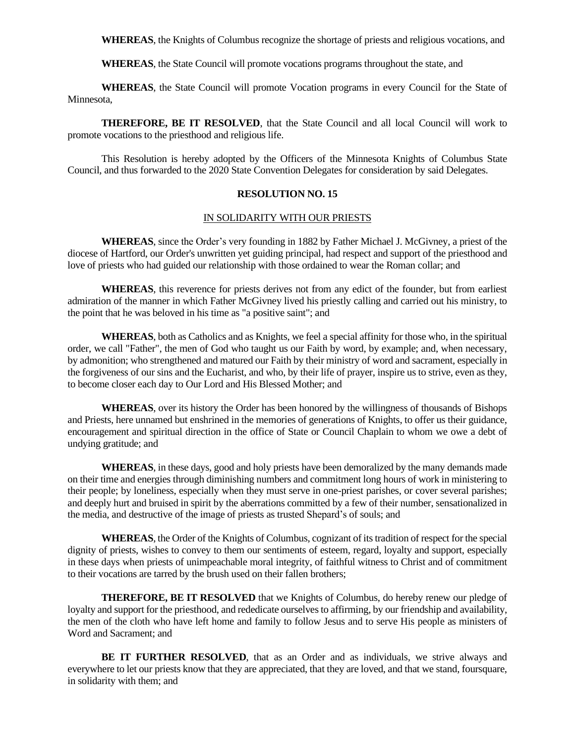**WHEREAS**, the Knights of Columbus recognize the shortage of priests and religious vocations, and

**WHEREAS**, the State Council will promote vocations programs throughout the state, and

**WHEREAS**, the State Council will promote Vocation programs in every Council for the State of Minnesota,

**THEREFORE, BE IT RESOLVED**, that the State Council and all local Council will work to promote vocations to the priesthood and religious life.

This Resolution is hereby adopted by the Officers of the Minnesota Knights of Columbus State Council, and thus forwarded to the 2020 State Convention Delegates for consideration by said Delegates.

## RESOLUTION NO. 15

### IN SOLIDARITY WITH OUR PRIESTS

**WHEREAS**, since the Order's very founding in 1882 by Father Michael J. McGivney, a priest of the diocese of Hartford, our Order's unwritten yet guiding principal, had respect and support of the priesthood and love of priests who had guided our relationship with those ordained to wear the Roman collar; and

**WHEREAS**, this reverence for priests derives not from any edict of the founder, but from earliest admiration of the manner in which Father McGivney lived his priestly calling and carried out his ministry, to the point that he was beloved in his time as "a positive saint"; and

**WHEREAS**, both as Catholics and as Knights, we feel a special affinity for those who, in the spiritual order, we call "Father", the men of God who taught us our Faith by word, by example; and, when necessary, by admonition; who strengthened and matured our Faith by their ministry of word and sacrament, especially in the forgiveness of our sins and the Eucharist, and who, by their life of prayer, inspire us to strive, even as they, to become closer each day to Our Lord and His Blessed Mother; and

**WHEREAS**, over its history the Order has been honored by the willingness of thousands of Bishops and Priests, here unnamed but enshrined in the memories of generations of Knights, to offer us their guidance, encouragement and spiritual direction in the office of State or Council Chaplain to whom we owe a debt of undying gratitude; and

**WHEREAS**, in these days, good and holy priests have been demoralized by the many demands made on their time and energies through diminishing numbers and commitment long hours of work in ministering to their people; by loneliness, especially when they must serve in one-priest parishes, or cover several parishes; and deeply hurt and bruised in spirit by the aberrations committed by a few of their number, sensationalized in the media, and destructive of the image of priests as trusted Shepard's of souls; and

**WHEREAS**, the Order of the Knights of Columbus, cognizant of its tradition of respect for the special dignity of priests, wishes to convey to them our sentiments of esteem, regard, loyalty and support, especially in these days when priests of unimpeachable moral integrity, of faithful witness to Christ and of commitment to their vocations are tarred by the brush used on their fallen brothers;

**THEREFORE, BE IT RESOLVED** that we Knights of Columbus, do hereby renew our pledge of loyalty and support for the priesthood, and rededicate ourselves to affirming, by our friendship and availability, the men of the cloth who have left home and family to follow Jesus and to serve His people as ministers of Word and Sacrament; and

**BE IT FURTHER RESOLVED**, that as an Order and as individuals, we strive always and everywhere to let our priests know that they are appreciated, that they are loved, and that we stand, foursquare, in solidarity with them; and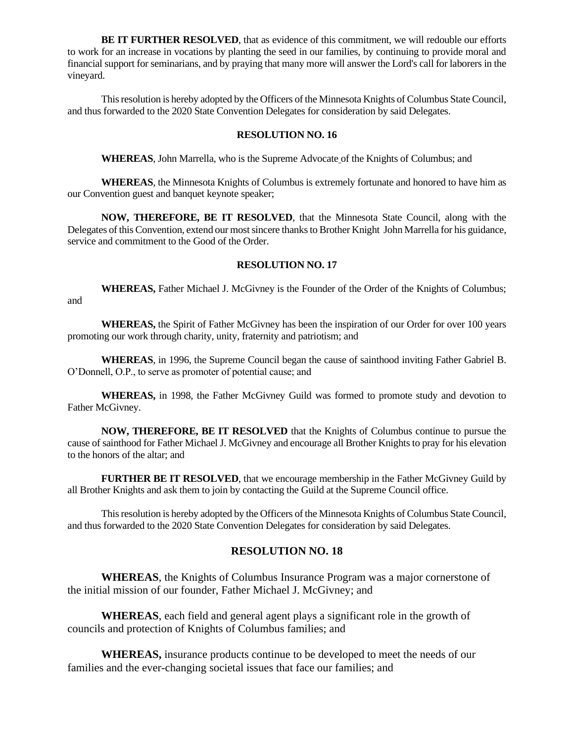**BE IT FURTHER RESOLVED**, that as evidence of this commitment, we will redouble our efforts to work for an increase in vocations by planting the seed in our families, by continuing to provide moral and financial support for seminarians, and by praying that many more will answer the Lord's call for laborers in the vineyard.

This resolution is hereby adopted by the Officers of the Minnesota Knights of Columbus State Council, and thus forwarded to the 2020 State Convention Delegates for consideration by said Delegates.

### RESOLUTION NO. 16

**WHEREAS**, John Marrella, who is the Supreme Advocate of the Knights of Columbus; and

**WHEREAS**, the Minnesota Knights of Columbus is extremely fortunate and honored to have him as our Convention guest and banquet keynote speaker;

**NOW, THEREFORE, BE IT RESOLVED**, that the Minnesota State Council, along with the Delegates of this Convention, extend our most sincere thanks to Brother Knight John Marrella for his guidance, service and commitment to the Good of the Order.

### RESOLUTION NO. 17

**WHEREAS,** Father Michael J. McGivney is the Founder of the Order of the Knights of Columbus; and

**WHEREAS,** the Spirit of Father McGivney has been the inspiration of our Order for over 100 years promoting our work through charity, unity, fraternity and patriotism; and

**WHEREAS**, in 1996, the Supreme Council began the cause of sainthood inviting Father Gabriel B. O'Donnell, O.P., to serve as promoter of potential cause; and

**WHEREAS,** in 1998, the Father McGivney Guild was formed to promote study and devotion to Father McGivney.

**NOW, THEREFORE, BE IT RESOLVED** that the Knights of Columbus continue to pursue the cause of sainthood for Father Michael J. McGivney and encourage all Brother Knights to pray for his elevation to the honors of the altar; and

**FURTHER BE IT RESOLVED**, that we encourage membership in the Father McGivney Guild by all Brother Knights and ask them to join by contacting the Guild at the Supreme Council office.

This resolution is hereby adopted by the Officers of the Minnesota Knights of Columbus State Council, and thus forwarded to the 2020 State Convention Delegates for consideration by said Delegates.

### RESOLUTION NO. 18

**WHEREAS**, the Knights of Columbus Insurance Program was a major cornerstone of the initial mission of our founder, Father Michael J. McGivney; and

**WHEREAS**, each field and general agent plays a significant role in the growth of councils and protection of Knights of Columbus families; and

**WHEREAS,** insurance products continue to be developed to meet the needs of our families and the ever-changing societal issues that face our families; and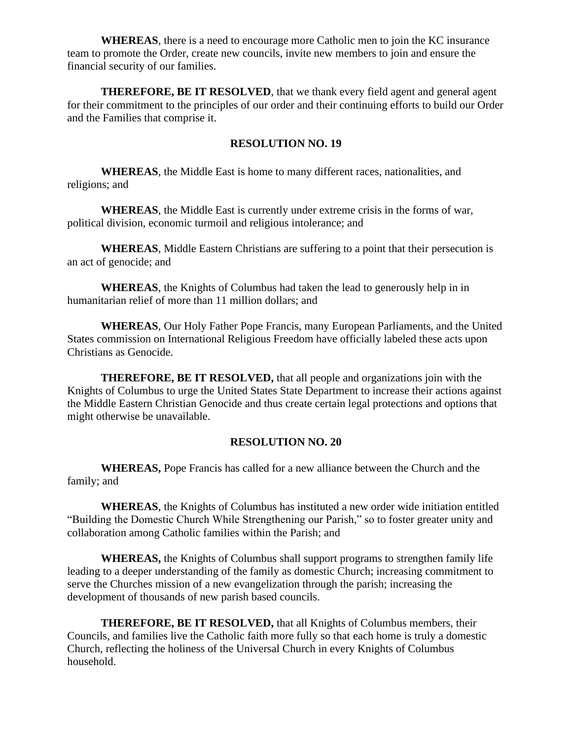**WHEREAS**, there is a need to encourage more Catholic men to join the KC insurance team to promote the Order, create new councils, invite new members to join and ensure the financial security of our families.

**THEREFORE, BE IT RESOLVED**, that we thank every field agent and general agent for their commitment to the principles of our order and their continuing efforts to build our Order and the Families that comprise it.

### RESOLUTION NO. 19

**WHEREAS**, the Middle East is home to many different races, nationalities, and religions; and

**WHEREAS**, the Middle East is currently under extreme crisis in the forms of war, political division, economic turmoil and religious intolerance; and

**WHEREAS**, Middle Eastern Christians are suffering to a point that their persecution is an act of genocide; and

**WHEREAS**, the Knights of Columbus had taken the lead to generously help in in humanitarian relief of more than 11 million dollars; and

**WHEREAS**, Our Holy Father Pope Francis, many European Parliaments, and the United States commission on International Religious Freedom have officially labeled these acts upon Christians as Genocide.

**THEREFORE, BE IT RESOLVED,** that all people and organizations join with the Knights of Columbus to urge the United States State Department to increase their actions against the Middle Eastern Christian Genocide and thus create certain legal protections and options that might otherwise be unavailable.

### RESOLUTION NO. 20

**WHEREAS,** Pope Francis has called for a new alliance between the Church and the family; and

**WHEREAS**, the Knights of Columbus has instituted a new order wide initiation entitled "Building the Domestic Church While Strengthening our Parish," so to foster greater unity and collaboration among Catholic families within the Parish; and

**WHEREAS,** the Knights of Columbus shall support programs to strengthen family life leading to a deeper understanding of the family as domestic Church; increasing commitment to serve the Churches mission of a new evangelization through the parish; increasing the development of thousands of new parish based councils.

**THEREFORE, BE IT RESOLVED,** that all Knights of Columbus members, their Councils, and families live the Catholic faith more fully so that each home is truly a domestic Church, reflecting the holiness of the Universal Church in every Knights of Columbus household.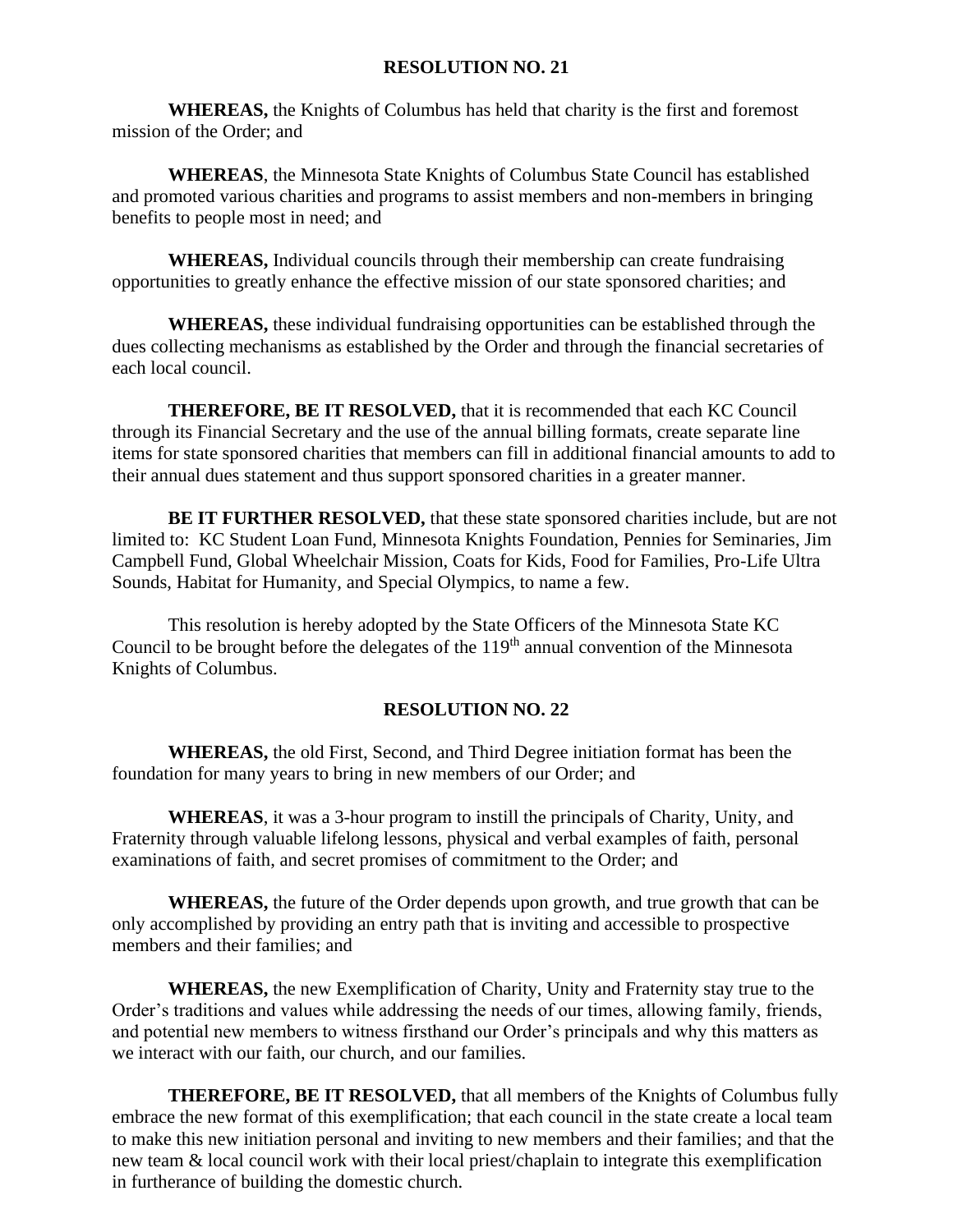## RESOLUTION NO. 21

**WHEREAS,** the Knights of Columbus has held that charity is the first and foremost mission of the Order; and

**WHEREAS**, the Minnesota State Knights of Columbus State Council has established and promoted various charities and programs to assist members and non-members in bringing benefits to people most in need; and

**WHEREAS,** Individual councils through their membership can create fundraising opportunities to greatly enhance the effective mission of our state sponsored charities; and

**WHEREAS,** these individual fundraising opportunities can be established through the dues collecting mechanisms as established by the Order and through the financial secretaries of each local council.

**THEREFORE, BE IT RESOLVED,** that it is recommended that each KC Council through its Financial Secretary and the use of the annual billing formats, create separate line items for state sponsored charities that members can fill in additional financial amounts to add to their annual dues statement and thus support sponsored charities in a greater manner.

**BE IT FURTHER RESOLVED,** that these state sponsored charities include, but are not limited to: KC Student Loan Fund, Minnesota Knights Foundation, Pennies for Seminaries, Jim Campbell Fund, Global Wheelchair Mission, Coats for Kids, Food for Families, Pro-Life Ultra Sounds, Habitat for Humanity, and Special Olympics, to name a few.

This resolution is hereby adopted by the State Officers of the Minnesota State KC Council to be brought before the delegates of the 119th annual convention of the Minnesota Knights of Columbus.

## RESOLUTION NO. 22

**WHEREAS,** the old First, Second, and Third Degree initiation format has been the foundation for many years to bring in new members of our Order; and

**WHEREAS**, it was a 3-hour program to instill the principals of Charity, Unity, and Fraternity through valuable lifelong lessons, physical and verbal examples of faith, personal examinations of faith, and secret promises of commitment to the Order; and

**WHEREAS,** the future of the Order depends upon growth, and true growth that can be only accomplished by providing an entry path that is inviting and accessible to prospective members and their families; and

**WHEREAS,** the new Exemplification of Charity, Unity and Fraternity stay true to the Order's traditions and values while addressing the needs of our times, allowing family, friends, and potential new members to witness firsthand our Order's principals and why this matters as we interact with our faith, our church, and our families.

**THEREFORE, BE IT RESOLVED,** that all members of the Knights of Columbus fully embrace the new format of this exemplification; that each council in the state create a local team to make this new initiation personal and inviting to new members and their families; and that the new team & local council work with their local priest/chaplain to integrate this exemplification in furtherance of building the domestic church.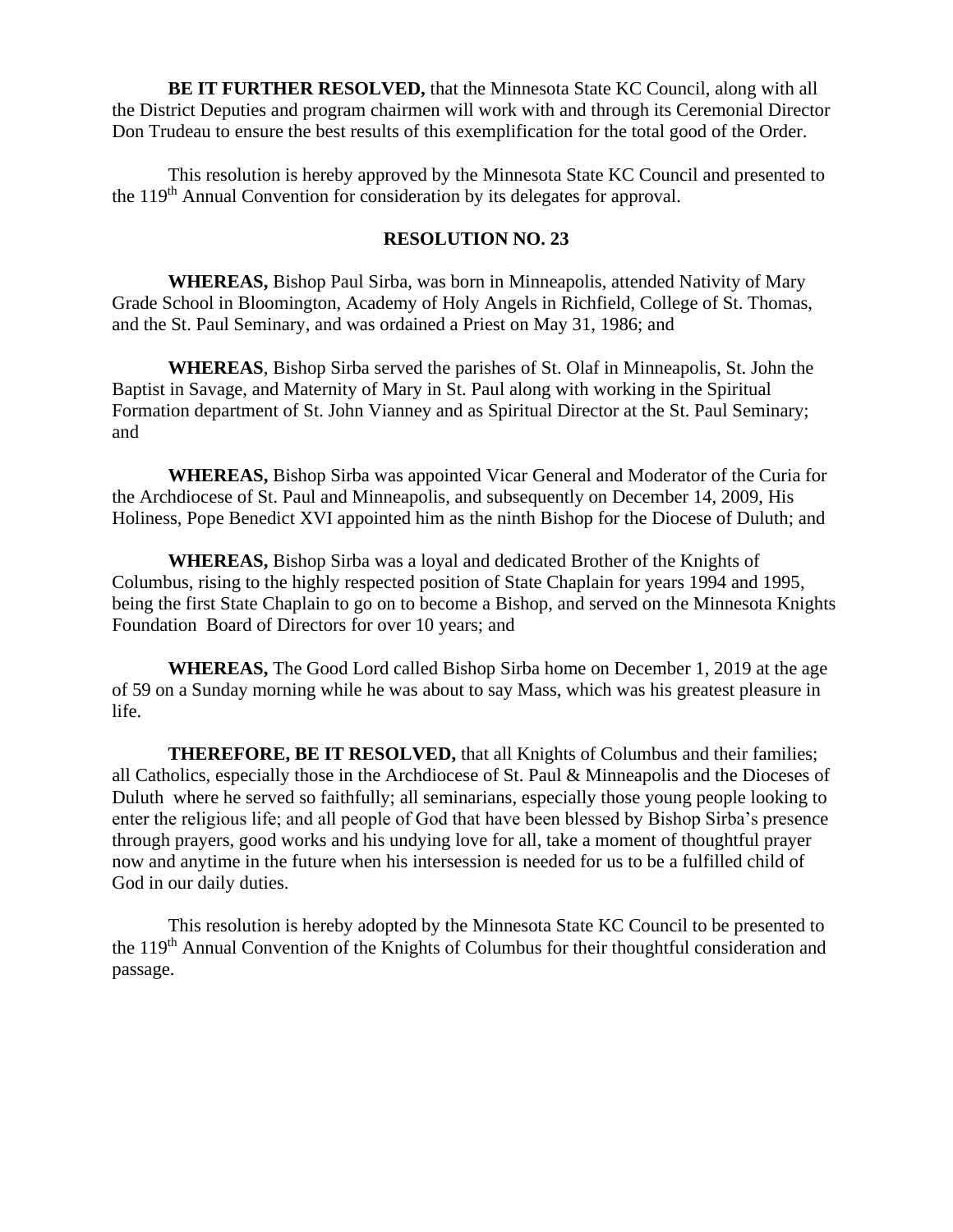**BE IT FURTHER RESOLVED,** that the Minnesota State KC Council, along with all the District Deputies and program chairmen will work with and through its Ceremonial Director Don Trudeau to ensure the best results of this exemplification for the total good of the Order.

This resolution is hereby approved by the Minnesota State KC Council and presented to the 119th Annual Convention for consideration by its delegates for approval.

**RESOLUTION NO. 23**

**WHEREAS,** Bishop Paul Sirba, was born in Minneapolis, attended Nativity of Mary Grade School in Bloomington, Academy of Holy Angels in Richfield, College of St. Thomas, and the St. Paul Seminary, and was ordained a Priest on May 31, 1986; and

**WHEREAS**, Bishop Sirba served the parishes of St. Olaf in Minneapolis, St. John the Baptist in Savage, and Maternity of Mary in St. Paul along with working in the Spiritual Formation department of St. John Vianney and as Spiritual Director at the St. Paul Seminary; and

**WHEREAS,** Bishop Sirba was appointed Vicar General and Moderator of the Curia for the Archdiocese of St. Paul and Minneapolis, and subsequently on December 14, 2009, His Holiness, Pope Benedict XVI appointed him as the ninth Bishop for the Diocese of Duluth; and

**WHEREAS,** Bishop Sirba was a loyal and dedicated Brother of the Knights of Columbus, rising to the highly respected position of State Chaplain for years 1994 and 1995, being the first State Chaplain to go on to become a Bishop, and served on the Minnesota Knights Foundation Board of Directors for over 10 years; and

**WHEREAS,** The Good Lord called Bishop Sirba home on December 1, 2019 at the age of 59 on a Sunday morning while he was about to say Mass, which was his greatest pleasure in life.

**THEREFORE, BE IT RESOLVED,** that all Knights of Columbus and their families; all Catholics, especially those in the Archdiocese of St. Paul & Minneapolis and the Dioceses of Duluth where he served so faithfully; all seminarians, especially those young people looking to enter the religious life; and all people of God that have been blessed by Bishop Sirba's presence through prayers, good works and his undying love for all, take a moment of thoughtful prayer now and anytime in the future when his intersession is needed for us to be a fulfilled child of God in our daily duties.

This resolution is hereby adopted by the Minnesota State KC Council to be presented to the 119th Annual Convention of the Knights of Columbus for their thoughtful consideration and passage.